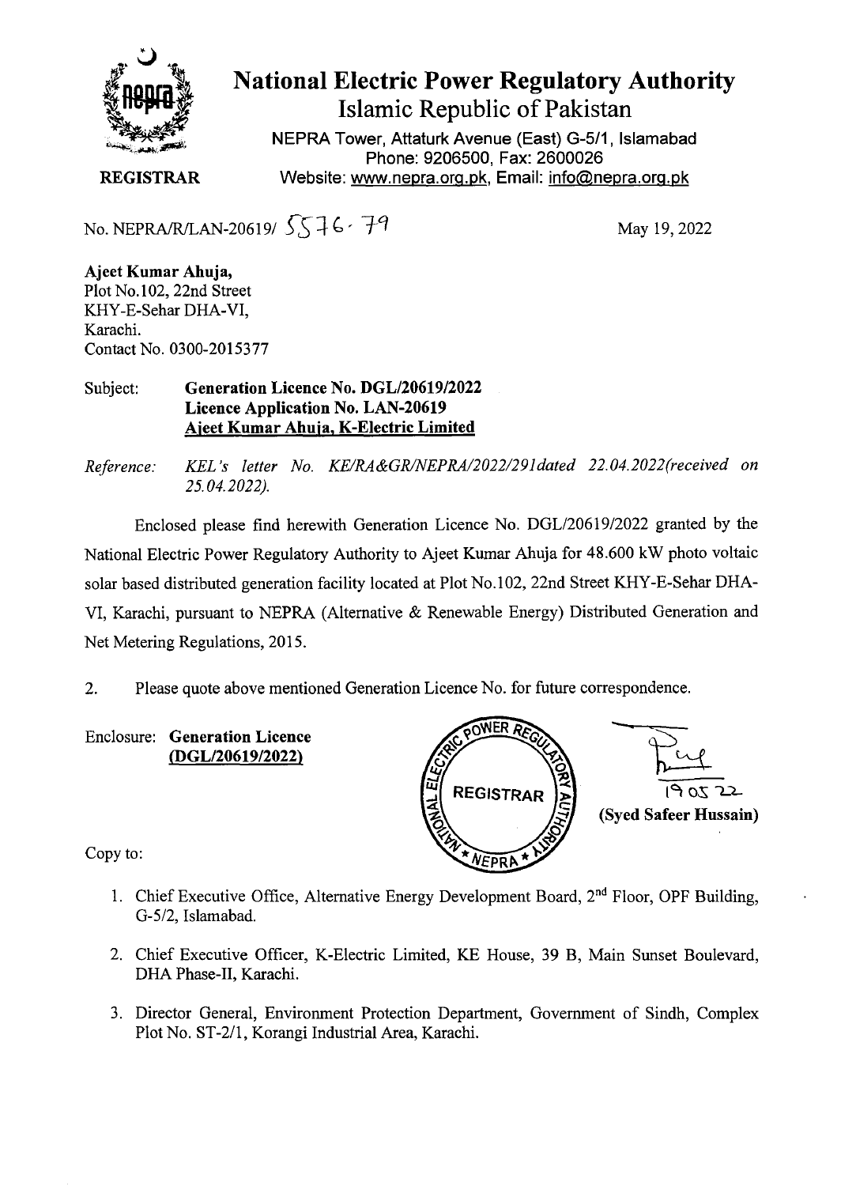# National Electric Power Regulatory Authority

## Islamic Republic of Pakistan

NEPRA Tower, Attaturk Avenue (East) G-5/1, Islamabad
Phone: 9206500, Fax: 2600026
Website: www.nepra.org.pk, Email: info@nepra.org.pk

**REGISTRAR**

No. NEPRA/R/LAN-20619/ 5576-79

May 19, 2022

**Ajeet Kumar Ahuja,**
Plot No.102, 22nd Street
KHY-E-Sehar DHA-VI,
Karachi.
Contact No. 0300-2015377

Subject: **Generation Licence No. DGL/20619/2022**
**Licence Application No. LAN-20619**
**Ajeet Kumar Ahuja, K-Electric Limited**

*Reference: KEL's letter No. KE/RA&GR/NEPRA/2022/291dated 22.04.2022(received on 25.04.2022).*

Enclosed please find herewith Generation Licence No. DGL/20619/2022 granted by the National Electric Power Regulatory Authority to Ajeet Kumar Ahuja for 48.600 kW photo voltaic solar based distributed generation facility located at Plot No.102, 22nd Street KHY-E-Sehar DHA-VI, Karachi, pursuant to NEPRA (Alternative & Renewable Energy) Distributed Generation and Net Metering Regulations, 2015.

2. Please quote above mentioned Generation Licence No. for future correspondence.

Enclosure: **Generation Licence**
**(DGL/20619/2022)**

19 05 22
**(Syed Safeer Hussain)**

Copy to:

1. Chief Executive Office, Alternative Energy Development Board, 2nd Floor, OPF Building, G-5/2, Islamabad.
2. Chief Executive Officer, K-Electric Limited, KE House, 39 B, Main Sunset Boulevard, DHA Phase-II, Karachi.
3. Director General, Environment Protection Department, Government of Sindh, Complex Plot No. ST-2/1, Korangi Industrial Area, Karachi.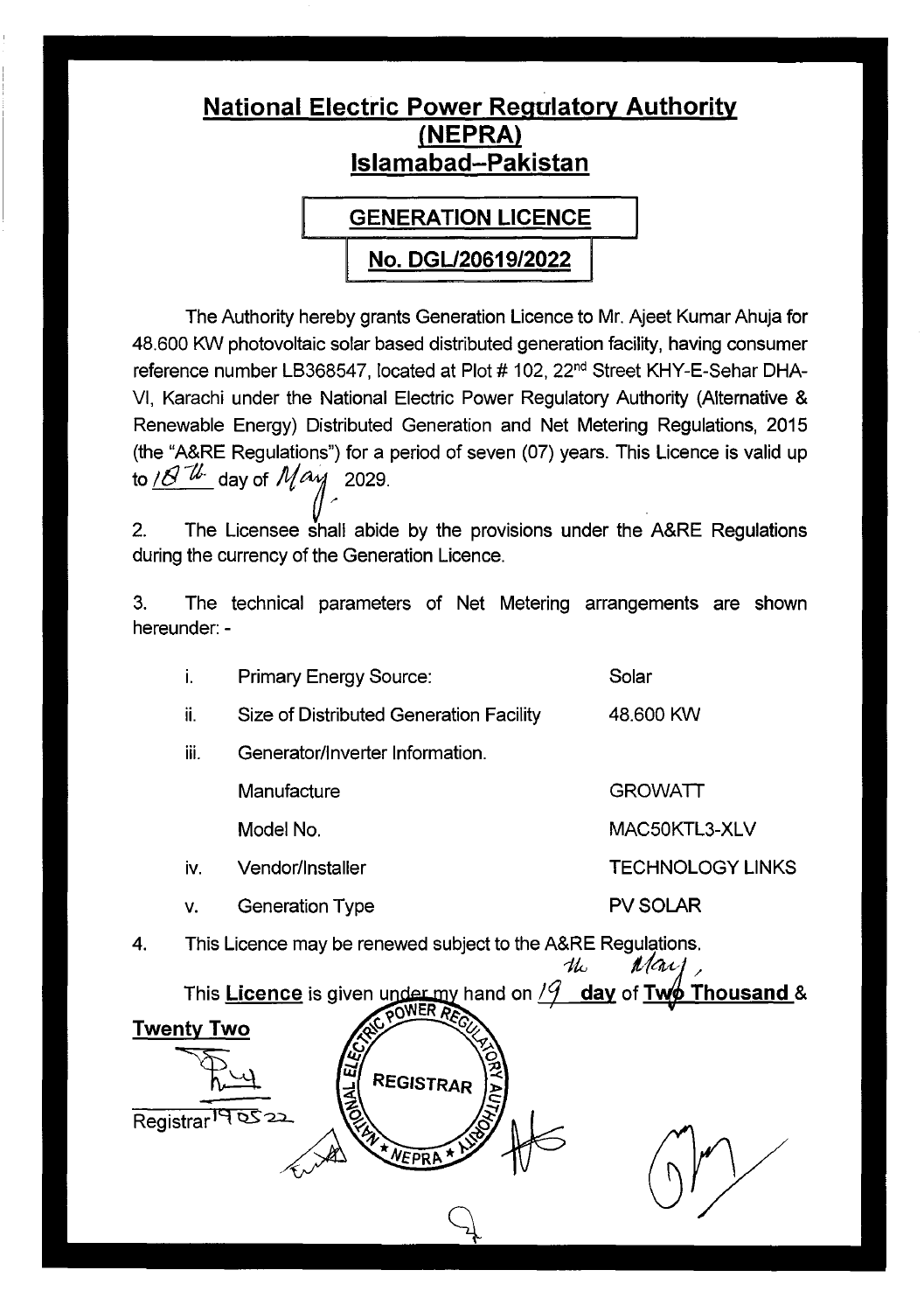# National Electric Power Regulatory Authority (NEPRA) Islamabad–Pakistan

## GENERATION LICENCE

## No. DGL/20619/2022

The Authority hereby grants Generation Licence to Mr. Ajeet Kumar Ahuja for 48.600 KW photovoltaic solar based distributed generation facility, having consumer reference number LB368547, located at Plot # 102, 22nd Street KHY-E-Sehar DHA-VI, Karachi under the National Electric Power Regulatory Authority (Alternative & Renewable Energy) Distributed Generation and Net Metering Regulations, 2015 (the "A&RE Regulations") for a period of seven (07) years. This Licence is valid up to 18th day of May 2029.

2. The Licensee shall abide by the provisions under the A&RE Regulations during the currency of the Generation Licence.

3. The technical parameters of Net Metering arrangements are shown hereunder: -

| | | |
|---|---|---|
| i. | Primary Energy Source: | Solar |
| ii. | Size of Distributed Generation Facility | 48.600 KW |
| iii. | Generator/Inverter Information. | |
| | Manufacture | GROWATT |
| | Model No. | MAC50KTL3-XLV |
| iv. | Vendor/Installer | TECHNOLOGY LINKS |
| v. | Generation Type | PV SOLAR |

4. This Licence may be renewed subject to the A&RE Regulations.

This **Licence** is given under my hand on 19th **day** of May, **Two Thousand** & **Twenty Two**

Registrar 19.05.22

REGISTRAR
NATIONAL ELECTRIC POWER REGULATORY AUTHORITY
NEPRA